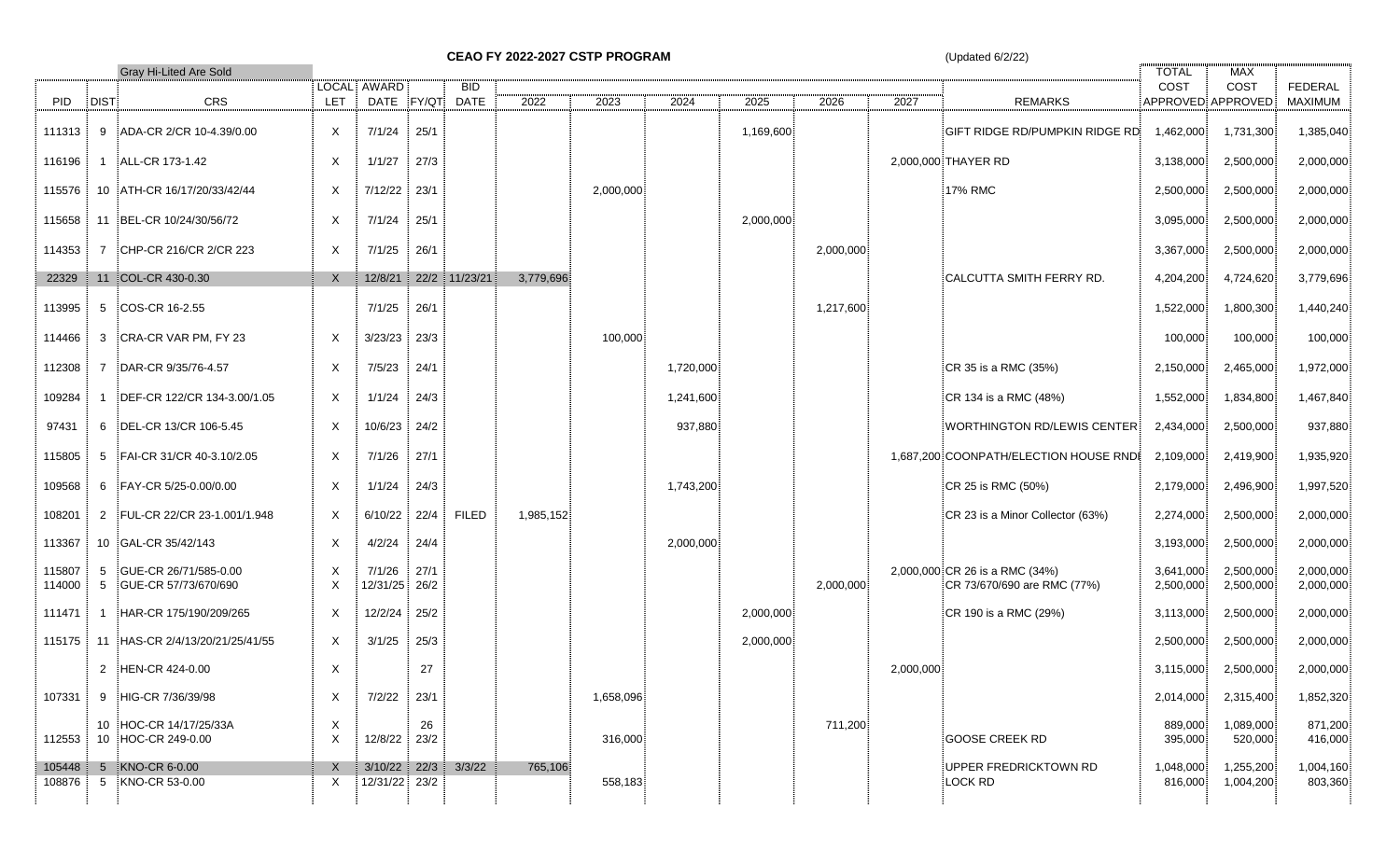# CEAO FY 2022-2027 CSTP PROGRAM

(Updated 6/2/22)

Gray Hi-Lited Are Sold

| PID | DIST | CRS | LOCAL LET | AWARD DATE | FY/QT | BID DATE | 2022 | 2023 | 2024 | 2025 | 2026 | 2027 | REMARKS | TOTAL COST APPROVED | MAX COST APPROVED | FEDERAL MAXIMUM |
|---|---|---|---|---|---|---|---|---|---|---|---|---|---|---|---|---|
| 111313 | 9 | ADA-CR 2/CR 10-4.39/0.00 | X | 7/1/24 | 25/1 | | | | | 1,169,600 | | | GIFT RIDGE RD/PUMPKIN RIDGE RD | 1,462,000 | 1,731,300 | 1,385,040 |
| 116196 | 1 | ALL-CR 173-1.42 | X | 1/1/27 | 27/3 | | | | | | | 2,000,000 | THAYER RD | 3,138,000 | 2,500,000 | 2,000,000 |
| 115576 | 10 | ATH-CR 16/17/20/33/42/44 | X | 7/12/22 | 23/1 | | | 2,000,000 | | | | | 17% RMC | 2,500,000 | 2,500,000 | 2,000,000 |
| 115658 | 11 | BEL-CR 10/24/30/56/72 | X | 7/1/24 | 25/1 | | | | | 2,000,000 | | | | 3,095,000 | 2,500,000 | 2,000,000 |
| 114353 | 7 | CHP-CR 216/CR 2/CR 223 | X | 7/1/25 | 26/1 | | | | | | 2,000,000 | | | 3,367,000 | 2,500,000 | 2,000,000 |
| 22329 | 11 | COL-CR 430-0.30 | X | 12/8/21 | 22/2 | 11/23/21 | 3,779,696 | | | | | | CALCUTTA SMITH FERRY RD. | 4,204,200 | 4,724,620 | 3,779,696 |
| 113995 | 5 | COS-CR 16-2.55 | | 7/1/25 | 26/1 | | | | | | 1,217,600 | | | 1,522,000 | 1,800,300 | 1,440,240 |
| 114466 | 3 | CRA-CR VAR PM, FY 23 | X | 3/23/23 | 23/3 | | | 100,000 | | | | | | 100,000 | 100,000 | 100,000 |
| 112308 | 7 | DAR-CR 9/35/76-4.57 | X | 7/5/23 | 24/1 | | | | 1,720,000 | | | | CR 35 is a RMC (35%) | 2,150,000 | 2,465,000 | 1,972,000 |
| 109284 | 1 | DEF-CR 122/CR 134-3.00/1.05 | X | 1/1/24 | 24/3 | | | | 1,241,600 | | | | CR 134 is a RMC (48%) | 1,552,000 | 1,834,800 | 1,467,840 |
| 97431 | 6 | DEL-CR 13/CR 106-5.45 | X | 10/6/23 | 24/2 | | | | 937,880 | | | | WORTHINGTON RD/LEWIS CENTER | 2,434,000 | 2,500,000 | 937,880 |
| 115805 | 5 | FAI-CR 31/CR 40-3.10/2.05 | X | 7/1/26 | 27/1 | | | | | | | 1,687,200 | COONPATH/ELECTION HOUSE RNDI | 2,109,000 | 2,419,900 | 1,935,920 |
| 109568 | 6 | FAY-CR 5/25-0.00/0.00 | X | 1/1/24 | 24/3 | | | | 1,743,200 | | | | CR 25 is RMC (50%) | 2,179,000 | 2,496,900 | 1,997,520 |
| 108201 | 2 | FUL-CR 22/CR 23-1.001/1.948 | X | 6/10/22 | 22/4 | FILED | 1,985,152 | | | | | | CR 23 is a Minor Collector (63%) | 2,274,000 | 2,500,000 | 2,000,000 |
| 113367 | 10 | GAL-CR 35/42/143 | X | 4/2/24 | 24/4 | | | | 2,000,000 | | | | | 3,193,000 | 2,500,000 | 2,000,000 |
| 115807 | 5 | GUE-CR 26/71/585-0.00 | X | 7/1/26 | 27/1 | | | | | | | 2,000,000 | CR 26 is a RMC (34%) | 3,641,000 | 2,500,000 | 2,000,000 |
| 114000 | 5 | GUE-CR 57/73/670/690 | X | 12/31/25 | 26/2 | | | | | | 2,000,000 | | CR 73/670/690 are RMC (77%) | 2,500,000 | 2,500,000 | 2,000,000 |
| 111471 | 1 | HAR-CR 175/190/209/265 | X | 12/2/24 | 25/2 | | | | | 2,000,000 | | | CR 190 is a RMC (29%) | 3,113,000 | 2,500,000 | 2,000,000 |
| 115175 | 11 | HAS-CR 2/4/13/20/21/25/41/55 | X | 3/1/25 | 25/3 | | | | | 2,000,000 | | | | 2,500,000 | 2,500,000 | 2,000,000 |
| | 2 | HEN-CR 424-0.00 | X | | 27 | | | | | | | 2,000,000 | | 3,115,000 | 2,500,000 | 2,000,000 |
| 107331 | 9 | HIG-CR 7/36/39/98 | X | 7/2/22 | 23/1 | | | 1,658,096 | | | | | | 2,014,000 | 2,315,400 | 1,852,320 |
| | 10 | HOC-CR 14/17/25/33A | X | | 26 | | | | | | 711,200 | | | 889,000 | 1,089,000 | 871,200 |
| 112553 | 10 | HOC-CR 249-0.00 | X | 12/8/22 | 23/2 | | | 316,000 | | | | | GOOSE CREEK RD | 395,000 | 520,000 | 416,000 |
| 105448 | 5 | KNO-CR 6-0.00 | X | 3/10/22 | 22/3 | 3/3/22 | 765,106 | | | | | | UPPER FREDRICKTOWN RD | 1,048,000 | 1,255,200 | 1,004,160 |
| 108876 | 5 | KNO-CR 53-0.00 | X | 12/31/22 | 23/2 | | | 558,183 | | | | | LOCK RD | 816,000 | 1,004,200 | 803,360 |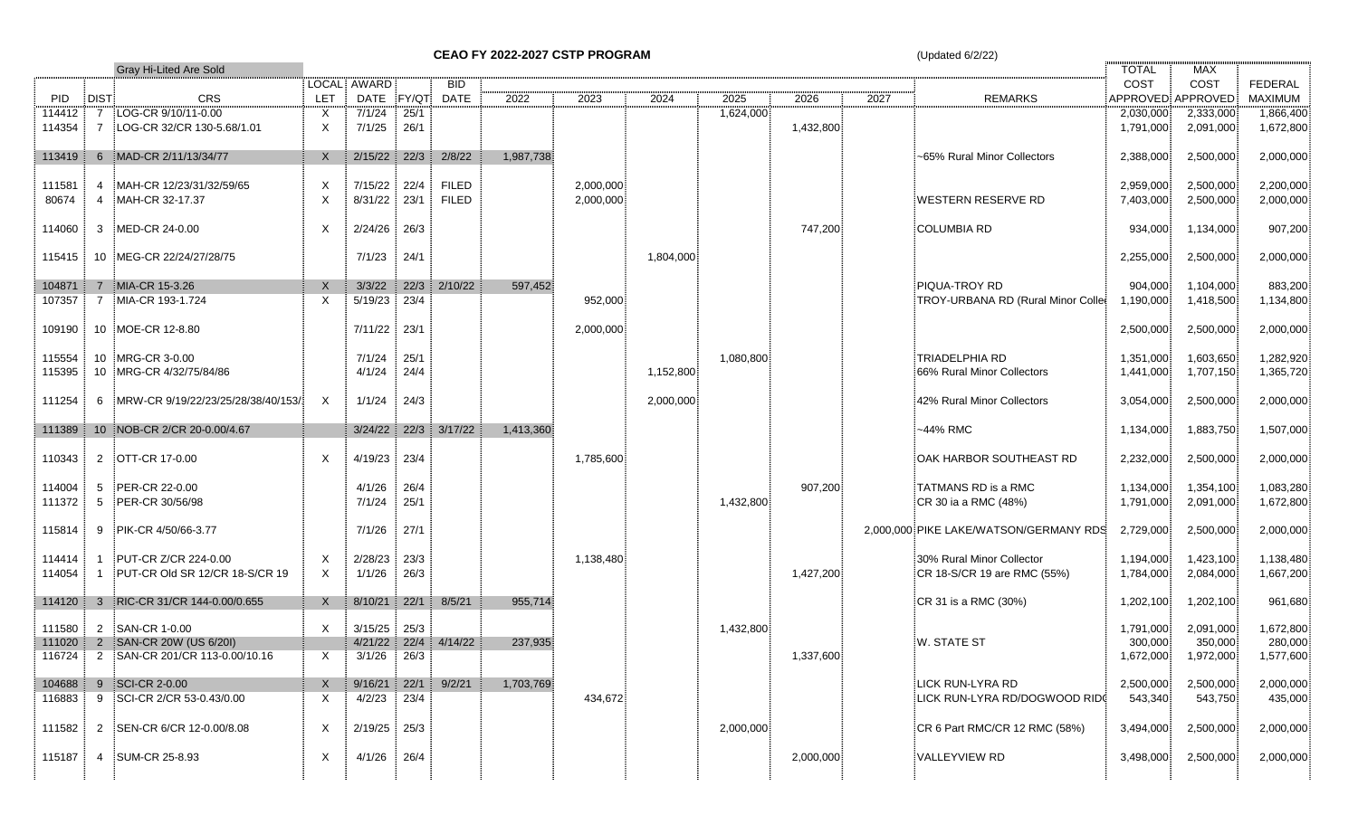# CEAO FY 2022-2027 CSTP PROGRAM

(Updated 6/2/22)

Gray Hi-Lited Are Sold

| PID | DIST | CRS | LOCAL LET | AWARD DATE | FY/QT | BID DATE | 2022 | 2023 | 2024 | 2025 | 2026 | 2027 | REMARKS | TOTAL COST APPROVED | MAX COST APPROVED | FEDERAL MAXIMUM |
|---|---|---|---|---|---|---|---|---|---|---|---|---|---|---|---|---|
| 114412 | 7 | LOG-CR 9/10/11-0.00 | X | 7/1/24 | 25/1 | | | | | 1,624,000 | | | | 2,030,000 | 2,333,000 | 1,866,400 |
| 114354 | 7 | LOG-CR 32/CR 130-5.68/1.01 | X | 7/1/25 | 26/1 | | | | | | 1,432,800 | | | 1,791,000 | 2,091,000 | 1,672,800 |
| 113419 | 6 | MAD-CR 2/11/13/34/77 | X | 2/15/22 | 22/3 | 2/8/22 | 1,987,738 | | | | | | ~65% Rural Minor Collectors | 2,388,000 | 2,500,000 | 2,000,000 |
| 111581 | 4 | MAH-CR 12/23/31/32/59/65 | X | 7/15/22 | 22/4 | FILED | | 2,000,000 | | | | | | 2,959,000 | 2,500,000 | 2,200,000 |
| 80674 | 4 | MAH-CR 32-17.37 | X | 8/31/22 | 23/1 | FILED | | 2,000,000 | | | | | WESTERN RESERVE RD | 7,403,000 | 2,500,000 | 2,000,000 |
| 114060 | 3 | MED-CR 24-0.00 | X | 2/24/26 | 26/3 | | | | | | 747,200 | | COLUMBIA RD | 934,000 | 1,134,000 | 907,200 |
| 115415 | 10 | MEG-CR 22/24/27/28/75 | | 7/1/23 | 24/1 | | | | 1,804,000 | | | | | 2,255,000 | 2,500,000 | 2,000,000 |
| 104871 | 7 | MIA-CR 15-3.26 | X | 3/3/22 | 22/3 | 2/10/22 | 597,452 | | | | | | PIQUA-TROY RD | 904,000 | 1,104,000 | 883,200 |
| 107357 | 7 | MIA-CR 193-1.724 | X | 5/19/23 | 23/4 | | | 952,000 | | | | | TROY-URBANA RD (Rural Minor Colle | 1,190,000 | 1,418,500 | 1,134,800 |
| 109190 | 10 | MOE-CR 12-8.80 | | 7/11/22 | 23/1 | | | 2,000,000 | | | | | | 2,500,000 | 2,500,000 | 2,000,000 |
| 115554 | 10 | MRG-CR 3-0.00 | | 7/1/24 | 25/1 | | | | | 1,080,800 | | | TRIADELPHIA RD | 1,351,000 | 1,603,650 | 1,282,920 |
| 115395 | 10 | MRG-CR 4/32/75/84/86 | | 4/1/24 | 24/4 | | | | 1,152,800 | | | | 66% Rural Minor Collectors | 1,441,000 | 1,707,150 | 1,365,720 |
| 111254 | 6 | MRW-CR 9/19/22/23/25/28/38/40/153/ | X | 1/1/24 | 24/3 | | | | 2,000,000 | | | | 42% Rural Minor Collectors | 3,054,000 | 2,500,000 | 2,000,000 |
| 111389 | 10 | NOB-CR 2/CR 20-0.00/4.67 | | 3/24/22 | 22/3 | 3/17/22 | 1,413,360 | | | | | | ~44% RMC | 1,134,000 | 1,883,750 | 1,507,000 |
| 110343 | 2 | OTT-CR 17-0.00 | X | 4/19/23 | 23/4 | | | 1,785,600 | | | | | OAK HARBOR SOUTHEAST RD | 2,232,000 | 2,500,000 | 2,000,000 |
| 114004 | 5 | PER-CR 22-0.00 | | 4/1/26 | 26/4 | | | | | | 907,200 | | TATMANS RD is a RMC | 1,134,000 | 1,354,100 | 1,083,280 |
| 111372 | 5 | PER-CR 30/56/98 | | 7/1/24 | 25/1 | | | | | 1,432,800 | | | CR 30 ia a RMC (48%) | 1,791,000 | 2,091,000 | 1,672,800 |
| 115814 | 9 | PIK-CR 4/50/66-3.77 | | 7/1/26 | 27/1 | | | | | | | 2,000,000 | PIKE LAKE/WATSON/GERMANY RDS | 2,729,000 | 2,500,000 | 2,000,000 |
| 114414 | 1 | PUT-CR Z/CR 224-0.00 | X | 2/28/23 | 23/3 | | | 1,138,480 | | | | | 30% Rural Minor Collector | 1,194,000 | 1,423,100 | 1,138,480 |
| 114054 | 1 | PUT-CR Old SR 12/CR 18-S/CR 19 | X | 1/1/26 | 26/3 | | | | | | 1,427,200 | | CR 18-S/CR 19 are RMC (55%) | 1,784,000 | 2,084,000 | 1,667,200 |
| 114120 | 3 | RIC-CR 31/CR 144-0.00/0.655 | X | 8/10/21 | 22/1 | 8/5/21 | 955,714 | | | | | | CR 31 is a RMC (30%) | 1,202,100 | 1,202,100 | 961,680 |
| 111580 | 2 | SAN-CR 1-0.00 | X | 3/15/25 | 25/3 | | | | | 1,432,800 | | | | 1,791,000 | 2,091,000 | 1,672,800 |
| 111020 | 2 | SAN-CR 20W (US 6/20) | | 4/21/22 | 22/4 | 4/14/22 | 237,935 | | | | | | W. STATE ST | 300,000 | 350,000 | 280,000 |
| 116724 | 2 | SAN-CR 201/CR 113-0.00/10.16 | X | 3/1/26 | 26/3 | | | | | | 1,337,600 | | | 1,672,000 | 1,972,000 | 1,577,600 |
| 104688 | 9 | SCI-CR 2-0.00 | X | 9/16/21 | 22/1 | 9/2/21 | 1,703,769 | | | | | | LICK RUN-LYRA RD | 2,500,000 | 2,500,000 | 2,000,000 |
| 116883 | 9 | SCI-CR 2/CR 53-0.43/0.00 | X | 4/2/23 | 23/4 | | | 434,672 | | | | | LICK RUN-LYRA RD/DOGWOOD RID | 543,340 | 543,750 | 435,000 |
| 111582 | 2 | SEN-CR 6/CR 12-0.00/8.08 | X | 2/19/25 | 25/3 | | | | | 2,000,000 | | | CR 6 Part RMC/CR 12 RMC (58%) | 3,494,000 | 2,500,000 | 2,000,000 |
| 115187 | 4 | SUM-CR 25-8.93 | X | 4/1/26 | 26/4 | | | | | | 2,000,000 | | VALLEYVIEW RD | 3,498,000 | 2,500,000 | 2,000,000 |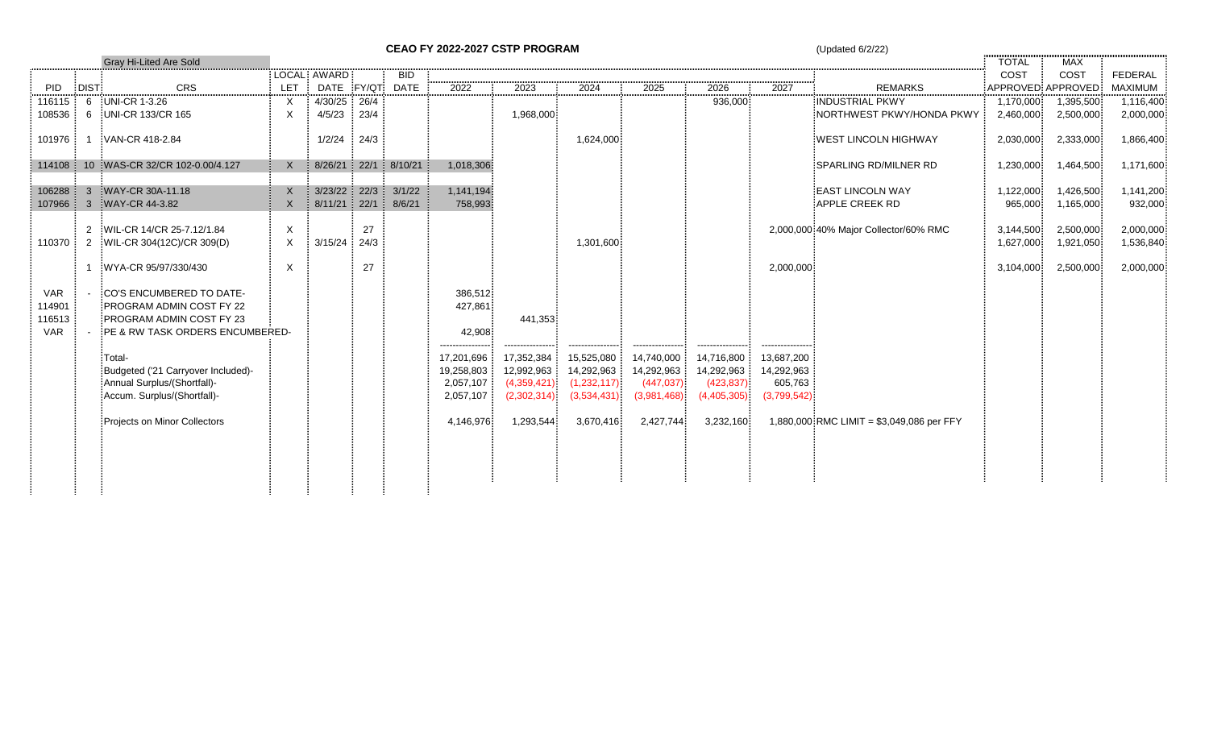**CEAO FY 2022-2027 CSTP PROGRAM** (Updated 6/2/22)

Gray Hi-Lited Are Sold

| PID | DIST | CRS | LOCAL LET | AWARD DATE | FY/QT | BID DATE | 2022 | 2023 | 2024 | 2025 | 2026 | 2027 | REMARKS | TOTAL COST APPROVED | MAX COST APPROVED | FEDERAL MAXIMUM |
|---|---|---|---|---|---|---|---|---|---|---|---|---|---|---|---|---|
| 116115 | 6 | UNI-CR 1-3.26 | X | 4/30/25 | 26/4 | | | | | | 936,000 | | INDUSTRIAL PKWY | 1,170,000 | 1,395,500 | 1,116,400 |
| 108536 | 6 | UNI-CR 133/CR 165 | X | 4/5/23 | 23/4 | | | 1,968,000 | | | | | NORTHWEST PKWY/HONDA PKWY | 2,460,000 | 2,500,000 | 2,000,000 |
| 101976 | 1 | VAN-CR 418-2.84 | | 1/2/24 | 24/3 | | | | 1,624,000 | | | | WEST LINCOLN HIGHWAY | 2,030,000 | 2,333,000 | 1,866,400 |
| 114108 | 10 | WAS-CR 32/CR 102-0.00/4.127 | X | 8/26/21 | 22/1 | 8/10/21 | 1,018,306 | | | | | | SPARLING RD/MILNER RD | 1,230,000 | 1,464,500 | 1,171,600 |
| 106288 | 3 | WAY-CR 30A-11.18 | X | 3/23/22 | 22/3 | 3/1/22 | 1,141,194 | | | | | | EAST LINCOLN WAY | 1,122,000 | 1,426,500 | 1,141,200 |
| 107966 | 3 | WAY-CR 44-3.82 | X | 8/11/21 | 22/1 | 8/6/21 | 758,993 | | | | | | APPLE CREEK RD | 965,000 | 1,165,000 | 932,000 |
| | 2 | WIL-CR 14/CR 25-7.12/1.84 | X | | 27 | | | | | | | 2,000,000 | 40% Major Collector/60% RMC | 3,144,500 | 2,500,000 | 2,000,000 |
| 110370 | 2 | WIL-CR 304(12C)/CR 309(D) | X | 3/15/24 | 24/3 | | | | 1,301,600 | | | | | 1,627,000 | 1,921,050 | 1,536,840 |
| | 1 | WYA-CR 95/97/330/430 | X | | 27 | | | | | | | 2,000,000 | | 3,104,000 | 2,500,000 | 2,000,000 |
| VAR | - | CO'S ENCUMBERED TO DATE- | | | | | 386,512 | | | | | | | | | |
| 114901 | | PROGRAM ADMIN COST FY 22 | | | | | 427,861 | | | | | | | | | |
| 116513 | | PROGRAM ADMIN COST FY 23 | | | | | | 441,353 | | | | | | | | |
| VAR | - | PE & RW TASK ORDERS ENCUMBERED- | | | | | 42,908 | | | | | | | | | |
| | | Total- | | | | | 17,201,696 | 17,352,384 | 15,525,080 | 14,740,000 | 14,716,800 | 13,687,200 | | | | |
| | | Budgeted ('21 Carryover Included)- | | | | | 19,258,803 | 12,992,963 | 14,292,963 | 14,292,963 | 14,292,963 | 14,292,963 | | | | |
| | | Annual Surplus/(Shortfall)- | | | | | 2,057,107 | (4,359,421) | (1,232,117) | (447,037) | (423,837) | 605,763 | | | | |
| | | Accum. Surplus/(Shortfall)- | | | | | 2,057,107 | (2,302,314) | (3,534,431) | (3,981,468) | (4,405,305) | (3,799,542) | | | | |
| | | Projects on Minor Collectors | | | | | 4,146,976 | 1,293,544 | 3,670,416 | 2,427,744 | 3,232,160 | 1,880,000 | RMC LIMIT = $3,049,086 per FFY | | | |